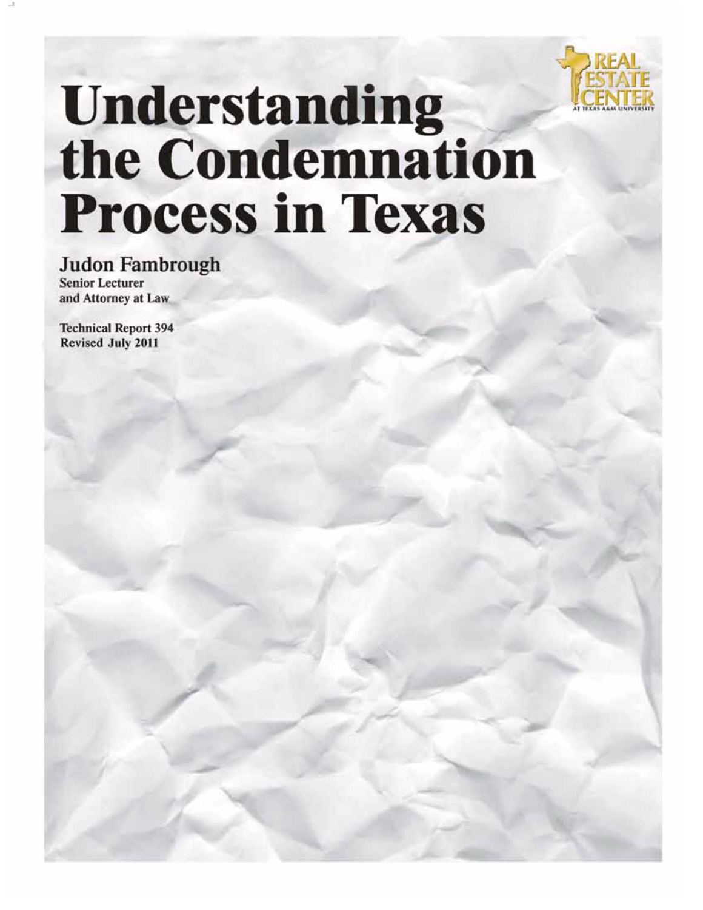# Understanding the Condemnation Process in Texas

**Judon Fambrough**
Senior Lecturer
and Attorney at Law

Technical Report 394
Revised July 2011

REAL ESTATE CENTER
AT TEXAS A&M UNIVERSITY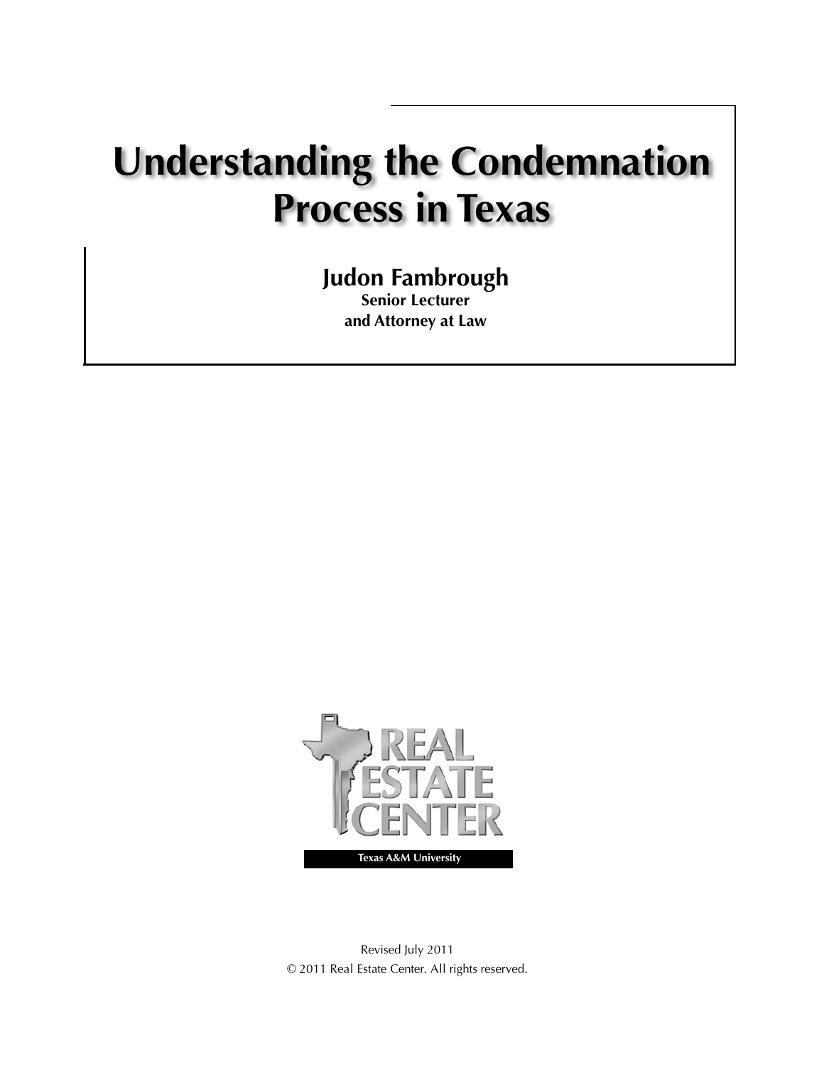# Understanding the Condemnation Process in Texas

## Judon Fambrough

**Senior Lecturer and Attorney at Law**

REAL ESTATE CENTER

Texas A&M University

Revised July 2011

© 2011 Real Estate Center. All rights reserved.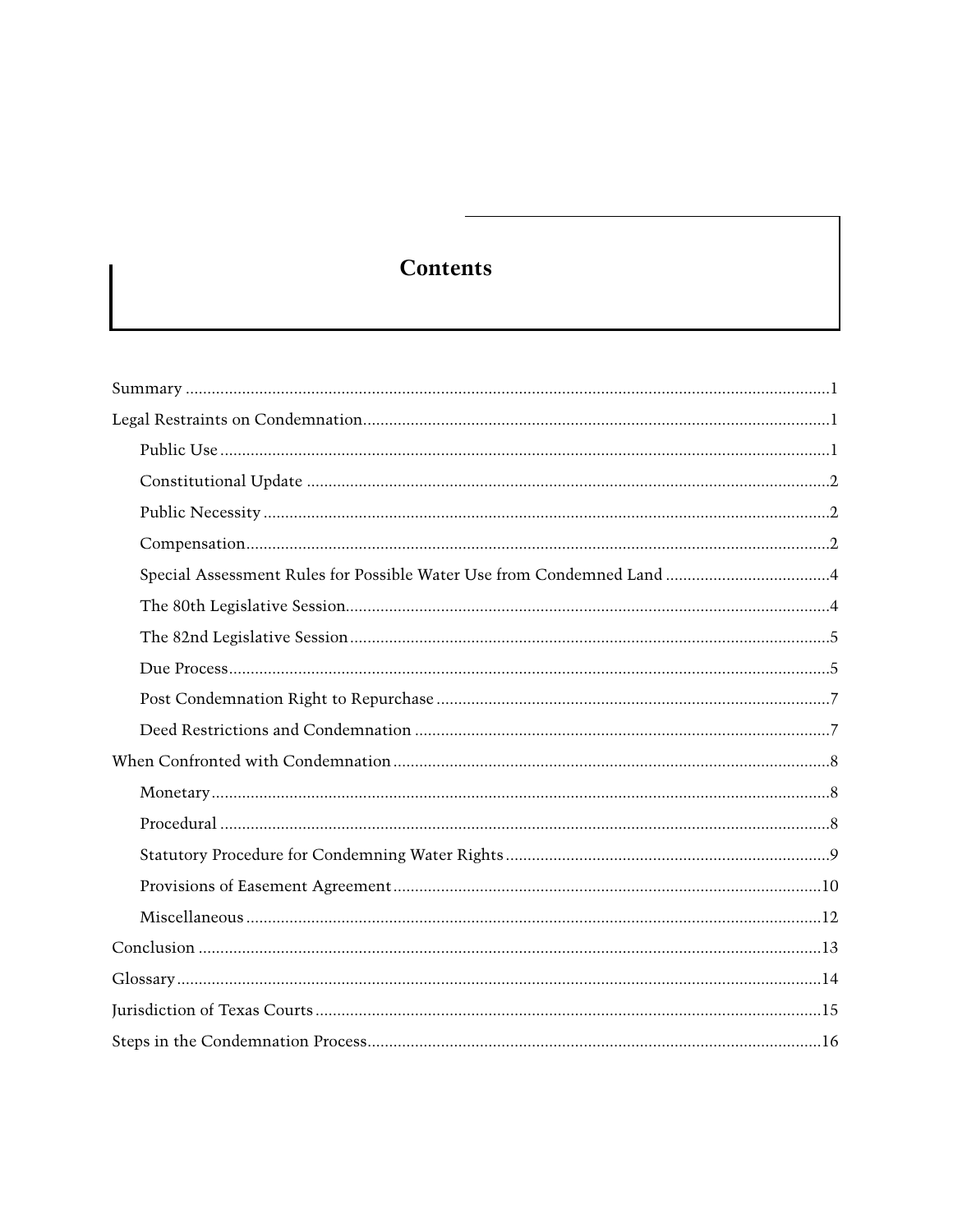# Contents

- Summary ... 1
- Legal Restraints on Condemnation ... 1
  - Public Use ... 1
  - Constitutional Update ... 2
  - Public Necessity ... 2
  - Compensation ... 2
  - Special Assessment Rules for Possible Water Use from Condemned Land ... 4
  - The 80th Legislative Session ... 4
  - The 82nd Legislative Session ... 5
  - Due Process ... 5
  - Post Condemnation Right to Repurchase ... 7
  - Deed Restrictions and Condemnation ... 7
- When Confronted with Condemnation ... 8
  - Monetary ... 8
  - Procedural ... 8
  - Statutory Procedure for Condemning Water Rights ... 9
  - Provisions of Easement Agreement ... 10
  - Miscellaneous ... 12
- Conclusion ... 13
- Glossary ... 14
- Jurisdiction of Texas Courts ... 15
- Steps in the Condemnation Process ... 16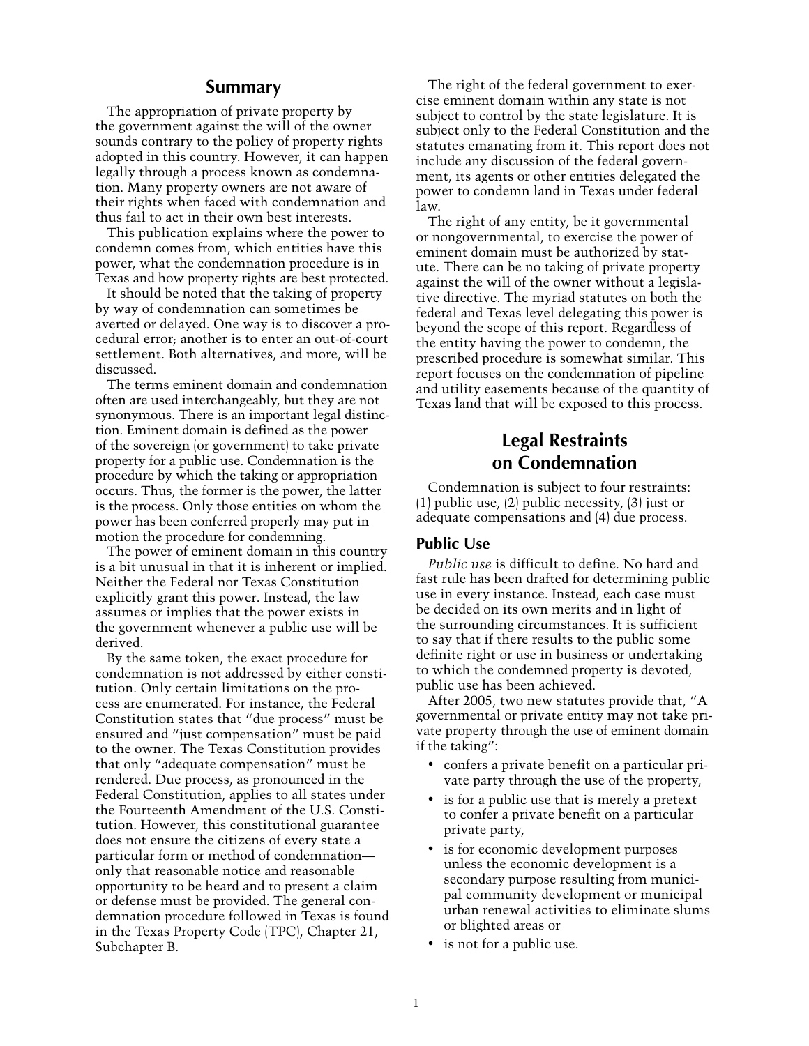## Summary

The appropriation of private property by the government against the will of the owner sounds contrary to the policy of property rights adopted in this country. However, it can happen legally through a process known as condemnation. Many property owners are not aware of their rights when faced with condemnation and thus fail to act in their own best interests.

This publication explains where the power to condemn comes from, which entities have this power, what the condemnation procedure is in Texas and how property rights are best protected.

It should be noted that the taking of property by way of condemnation can sometimes be averted or delayed. One way is to discover a procedural error; another is to enter an out-of-court settlement. Both alternatives, and more, will be discussed.

The terms eminent domain and condemnation often are used interchangeably, but they are not synonymous. There is an important legal distinction. Eminent domain is defined as the power of the sovereign (or government) to take private property for a public use. Condemnation is the procedure by which the taking or appropriation occurs. Thus, the former is the power, the latter is the process. Only those entities on whom the power has been conferred properly may put in motion the procedure for condemning.

The power of eminent domain in this country is a bit unusual in that it is inherent or implied. Neither the Federal nor Texas Constitution explicitly grant this power. Instead, the law assumes or implies that the power exists in the government whenever a public use will be derived.

By the same token, the exact procedure for condemnation is not addressed by either constitution. Only certain limitations on the process are enumerated. For instance, the Federal Constitution states that "due process" must be ensured and "just compensation" must be paid to the owner. The Texas Constitution provides that only "adequate compensation" must be rendered. Due process, as pronounced in the Federal Constitution, applies to all states under the Fourteenth Amendment of the U.S. Constitution. However, this constitutional guarantee does not ensure the citizens of every state a particular form or method of condemnation—only that reasonable notice and reasonable opportunity to be heard and to present a claim or defense must be provided. The general condemnation procedure followed in Texas is found in the Texas Property Code (TPC), Chapter 21, Subchapter B.

The right of the federal government to exercise eminent domain within any state is not subject to control by the state legislature. It is subject only to the Federal Constitution and the statutes emanating from it. This report does not include any discussion of the federal government, its agents or other entities delegated the power to condemn land in Texas under federal law.

The right of any entity, be it governmental or nongovernmental, to exercise the power of eminent domain must be authorized by statute. There can be no taking of private property against the will of the owner without a legislative directive. The myriad statutes on both the federal and Texas level delegating this power is beyond the scope of this report. Regardless of the entity having the power to condemn, the prescribed procedure is somewhat similar. This report focuses on the condemnation of pipeline and utility easements because of the quantity of Texas land that will be exposed to this process.

## Legal Restraints on Condemnation

Condemnation is subject to four restraints: (1) public use, (2) public necessity, (3) just or adequate compensations and (4) due process.

### Public Use

*Public use* is difficult to define. No hard and fast rule has been drafted for determining public use in every instance. Instead, each case must be decided on its own merits and in light of the surrounding circumstances. It is sufficient to say that if there results to the public some definite right or use in business or undertaking to which the condemned property is devoted, public use has been achieved.

After 2005, two new statutes provide that, "A governmental or private entity may not take private property through the use of eminent domain if the taking":

- confers a private benefit on a particular private party through the use of the property,
- is for a public use that is merely a pretext to confer a private benefit on a particular private party,
- is for economic development purposes unless the economic development is a secondary purpose resulting from municipal community development or municipal urban renewal activities to eliminate slums or blighted areas or
- is not for a public use.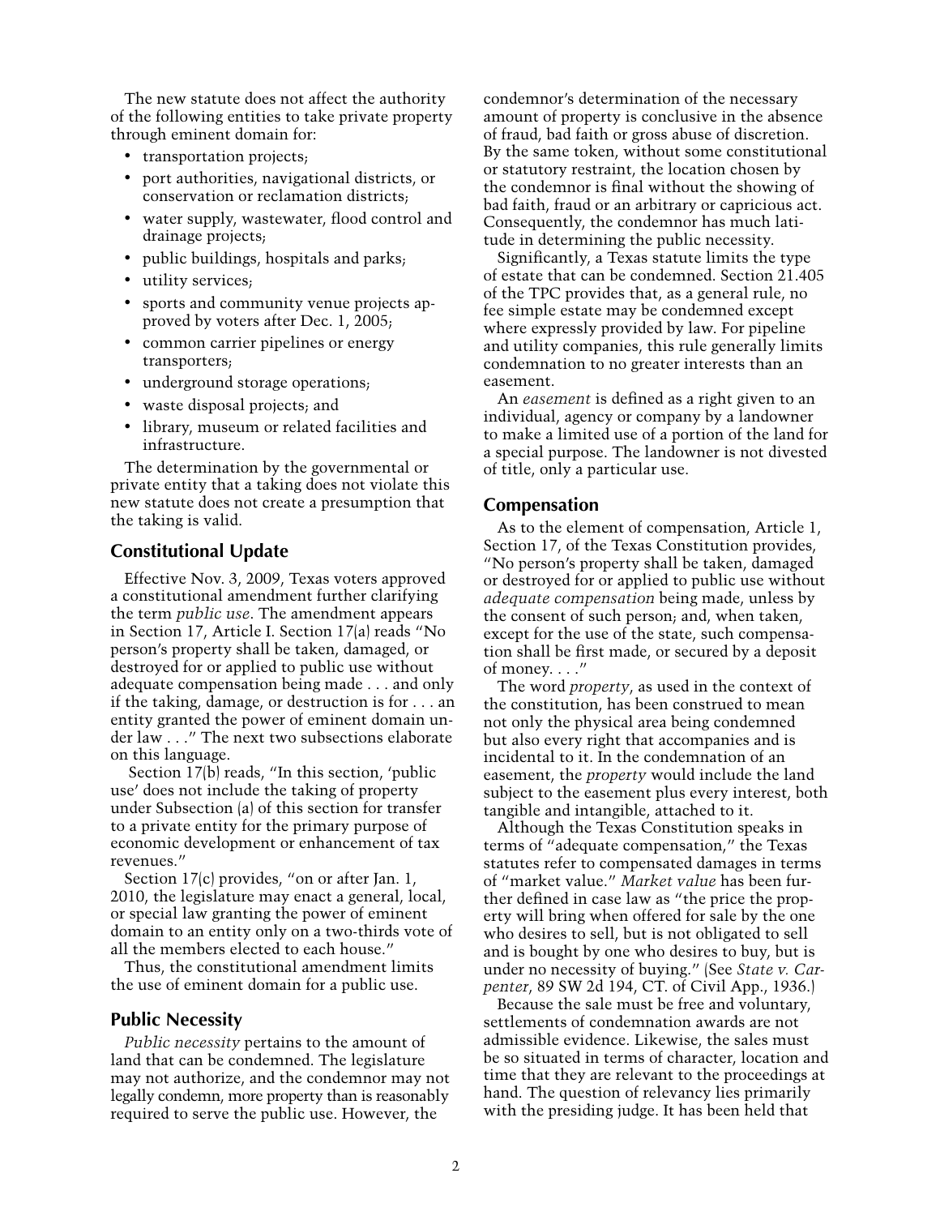The new statute does not affect the authority of the following entities to take private property through eminent domain for:

- transportation projects;
- port authorities, navigational districts, or conservation or reclamation districts;
- water supply, wastewater, flood control and drainage projects;
- public buildings, hospitals and parks;
- utility services;
- sports and community venue projects approved by voters after Dec. 1, 2005;
- common carrier pipelines or energy transporters;
- underground storage operations;
- waste disposal projects; and
- library, museum or related facilities and infrastructure.

The determination by the governmental or private entity that a taking does not violate this new statute does not create a presumption that the taking is valid.

## Constitutional Update

Effective Nov. 3, 2009, Texas voters approved a constitutional amendment further clarifying the term *public use*. The amendment appears in Section 17, Article I. Section 17(a) reads "No person's property shall be taken, damaged, or destroyed for or applied to public use without adequate compensation being made . . . and only if the taking, damage, or destruction is for . . . an entity granted the power of eminent domain under law . . ." The next two subsections elaborate on this language.

Section 17(b) reads, "In this section, 'public use' does not include the taking of property under Subsection (a) of this section for transfer to a private entity for the primary purpose of economic development or enhancement of tax revenues."

Section 17(c) provides, "on or after Jan. 1, 2010, the legislature may enact a general, local, or special law granting the power of eminent domain to an entity only on a two-thirds vote of all the members elected to each house."

Thus, the constitutional amendment limits the use of eminent domain for a public use.

## Public Necessity

*Public necessity* pertains to the amount of land that can be condemned. The legislature may not authorize, and the condemnor may not legally condemn, more property than is reasonably required to serve the public use. However, the condemnor's determination of the necessary amount of property is conclusive in the absence of fraud, bad faith or gross abuse of discretion. By the same token, without some constitutional or statutory restraint, the location chosen by the condemnor is final without the showing of bad faith, fraud or an arbitrary or capricious act. Consequently, the condemnor has much latitude in determining the public necessity.

Significantly, a Texas statute limits the type of estate that can be condemned. Section 21.405 of the TPC provides that, as a general rule, no fee simple estate may be condemned except where expressly provided by law. For pipeline and utility companies, this rule generally limits condemnation to no greater interests than an easement.

An *easement* is defined as a right given to an individual, agency or company by a landowner to make a limited use of a portion of the land for a special purpose. The landowner is not divested of title, only a particular use.

## Compensation

As to the element of compensation, Article 1, Section 17, of the Texas Constitution provides, "No person's property shall be taken, damaged or destroyed for or applied to public use without *adequate compensation* being made, unless by the consent of such person; and, when taken, except for the use of the state, such compensation shall be first made, or secured by a deposit of money. . . ."

The word *property*, as used in the context of the constitution, has been construed to mean not only the physical area being condemned but also every right that accompanies and is incidental to it. In the condemnation of an easement, the *property* would include the land subject to the easement plus every interest, both tangible and intangible, attached to it.

Although the Texas Constitution speaks in terms of "adequate compensation," the Texas statutes refer to compensated damages in terms of "market value." *Market value* has been further defined in case law as "the price the property will bring when offered for sale by the one who desires to sell, but is not obligated to sell and is bought by one who desires to buy, but is under no necessity of buying." (See *State v. Carpenter*, 89 SW 2d 194, CT. of Civil App., 1936.)

Because the sale must be free and voluntary, settlements of condemnation awards are not admissible evidence. Likewise, the sales must be so situated in terms of character, location and time that they are relevant to the proceedings at hand. The question of relevancy lies primarily with the presiding judge. It has been held that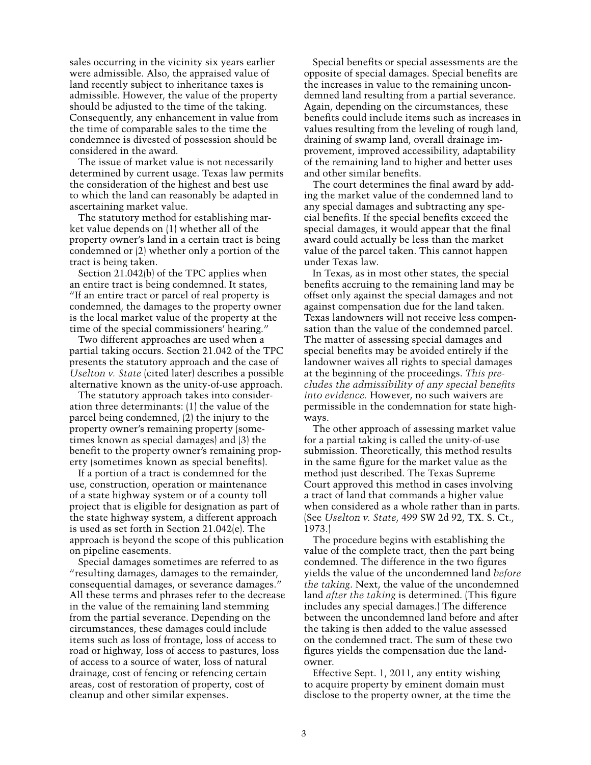sales occurring in the vicinity six years earlier were admissible. Also, the appraised value of land recently subject to inheritance taxes is admissible. However, the value of the property should be adjusted to the time of the taking. Consequently, any enhancement in value from the time of comparable sales to the time the condemnee is divested of possession should be considered in the award.

The issue of market value is not necessarily determined by current usage. Texas law permits the consideration of the highest and best use to which the land can reasonably be adapted in ascertaining market value.

The statutory method for establishing market value depends on (1) whether all of the property owner's land in a certain tract is being condemned or (2) whether only a portion of the tract is being taken.

Section 21.042(b) of the TPC applies when an entire tract is being condemned. It states, "If an entire tract or parcel of real property is condemned, the damages to the property owner is the local market value of the property at the time of the special commissioners' hearing."

Two different approaches are used when a partial taking occurs. Section 21.042 of the TPC presents the statutory approach and the case of *Uselton v. State* (cited later) describes a possible alternative known as the unity-of-use approach.

The statutory approach takes into consideration three determinants: (1) the value of the parcel being condemned, (2) the injury to the property owner's remaining property (sometimes known as special damages) and (3) the benefit to the property owner's remaining property (sometimes known as special benefits).

If a portion of a tract is condemned for the use, construction, operation or maintenance of a state highway system or of a county toll project that is eligible for designation as part of the state highway system, a different approach is used as set forth in Section 21.042(e). The approach is beyond the scope of this publication on pipeline easements.

Special damages sometimes are referred to as "resulting damages, damages to the remainder, consequential damages, or severance damages." All these terms and phrases refer to the decrease in the value of the remaining land stemming from the partial severance. Depending on the circumstances, these damages could include items such as loss of frontage, loss of access to road or highway, loss of access to pastures, loss of access to a source of water, loss of natural drainage, cost of fencing or refencing certain areas, cost of restoration of property, cost of cleanup and other similar expenses.

Special benefits or special assessments are the opposite of special damages. Special benefits are the increases in value to the remaining uncondemned land resulting from a partial severance. Again, depending on the circumstances, these benefits could include items such as increases in values resulting from the leveling of rough land, draining of swamp land, overall drainage improvement, improved accessibility, adaptability of the remaining land to higher and better uses and other similar benefits.

The court determines the final award by adding the market value of the condemned land to any special damages and subtracting any special benefits. If the special benefits exceed the special damages, it would appear that the final award could actually be less than the market value of the parcel taken. This cannot happen under Texas law.

In Texas, as in most other states, the special benefits accruing to the remaining land may be offset only against the special damages and not against compensation due for the land taken. Texas landowners will not receive less compensation than the value of the condemned parcel. The matter of assessing special damages and special benefits may be avoided entirely if the landowner waives all rights to special damages at the beginning of the proceedings. *This precludes the admissibility of any special benefits into evidence.* However, no such waivers are permissible in the condemnation for state highways.

The other approach of assessing market value for a partial taking is called the unity-of-use submission. Theoretically, this method results in the same figure for the market value as the method just described. The Texas Supreme Court approved this method in cases involving a tract of land that commands a higher value when considered as a whole rather than in parts. (See *Uselton v. State*, 499 SW 2d 92, TX. S. Ct., 1973.)

The procedure begins with establishing the value of the complete tract, then the part being condemned. The difference in the two figures yields the value of the uncondemned land *before the taking*. Next, the value of the uncondemned land *after the taking* is determined. (This figure includes any special damages.) The difference between the uncondemned land before and after the taking is then added to the value assessed on the condemned tract. The sum of these two figures yields the compensation due the landowner.

Effective Sept. 1, 2011, any entity wishing to acquire property by eminent domain must disclose to the property owner, at the time the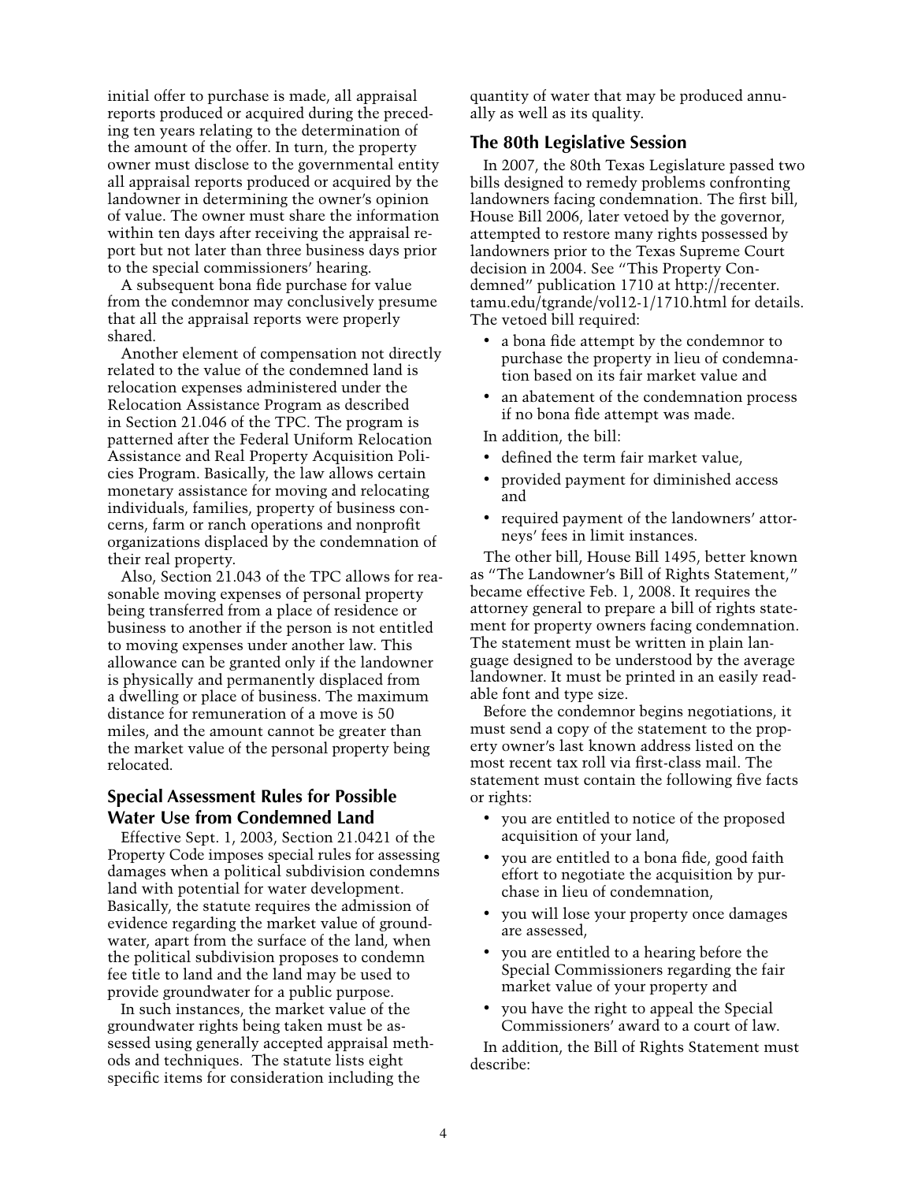initial offer to purchase is made, all appraisal reports produced or acquired during the preceding ten years relating to the determination of the amount of the offer. In turn, the property owner must disclose to the governmental entity all appraisal reports produced or acquired by the landowner in determining the owner's opinion of value. The owner must share the information within ten days after receiving the appraisal report but not later than three business days prior to the special commissioners' hearing.

A subsequent bona fide purchase for value from the condemnor may conclusively presume that all the appraisal reports were properly shared.

Another element of compensation not directly related to the value of the condemned land is relocation expenses administered under the Relocation Assistance Program as described in Section 21.046 of the TPC. The program is patterned after the Federal Uniform Relocation Assistance and Real Property Acquisition Policies Program. Basically, the law allows certain monetary assistance for moving and relocating individuals, families, property of business concerns, farm or ranch operations and nonprofit organizations displaced by the condemnation of their real property.

Also, Section 21.043 of the TPC allows for reasonable moving expenses of personal property being transferred from a place of residence or business to another if the person is not entitled to moving expenses under another law. This allowance can be granted only if the landowner is physically and permanently displaced from a dwelling or place of business. The maximum distance for remuneration of a move is 50 miles, and the amount cannot be greater than the market value of the personal property being relocated.

## Special Assessment Rules for Possible Water Use from Condemned Land

Effective Sept. 1, 2003, Section 21.0421 of the Property Code imposes special rules for assessing damages when a political subdivision condemns land with potential for water development. Basically, the statute requires the admission of evidence regarding the market value of groundwater, apart from the surface of the land, when the political subdivision proposes to condemn fee title to land and the land may be used to provide groundwater for a public purpose.

In such instances, the market value of the groundwater rights being taken must be assessed using generally accepted appraisal methods and techniques. The statute lists eight specific items for consideration including the quantity of water that may be produced annually as well as its quality.

## The 80th Legislative Session

In 2007, the 80th Texas Legislature passed two bills designed to remedy problems confronting landowners facing condemnation. The first bill, House Bill 2006, later vetoed by the governor, attempted to restore many rights possessed by landowners prior to the Texas Supreme Court decision in 2004. See "This Property Condemned" publication 1710 at http://recenter.tamu.edu/tgrande/vol12-1/1710.html for details. The vetoed bill required:

- a bona fide attempt by the condemnor to purchase the property in lieu of condemnation based on its fair market value and
- an abatement of the condemnation process if no bona fide attempt was made.

In addition, the bill:

- defined the term fair market value,
- provided payment for diminished access and
- required payment of the landowners' attorneys' fees in limit instances.

The other bill, House Bill 1495, better known as "The Landowner's Bill of Rights Statement," became effective Feb. 1, 2008. It requires the attorney general to prepare a bill of rights statement for property owners facing condemnation. The statement must be written in plain language designed to be understood by the average landowner. It must be printed in an easily readable font and type size.

Before the condemnor begins negotiations, it must send a copy of the statement to the property owner's last known address listed on the most recent tax roll via first-class mail. The statement must contain the following five facts or rights:

- you are entitled to notice of the proposed acquisition of your land,
- you are entitled to a bona fide, good faith effort to negotiate the acquisition by purchase in lieu of condemnation,
- you will lose your property once damages are assessed,
- you are entitled to a hearing before the Special Commissioners regarding the fair market value of your property and
- you have the right to appeal the Special Commissioners' award to a court of law.

In addition, the Bill of Rights Statement must describe: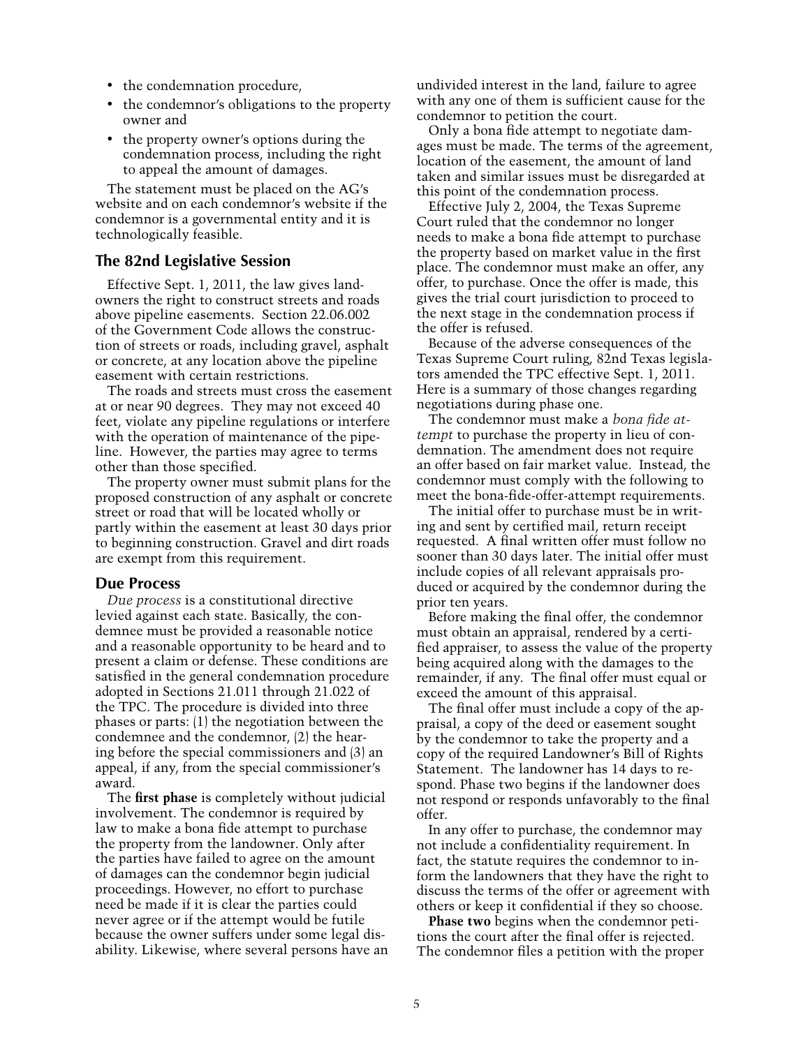- the condemnation procedure,
- the condemnor's obligations to the property owner and
- the property owner's options during the condemnation process, including the right to appeal the amount of damages.

The statement must be placed on the AG's website and on each condemnor's website if the condemnor is a governmental entity and it is technologically feasible.

## The 82nd Legislative Session

Effective Sept. 1, 2011, the law gives landowners the right to construct streets and roads above pipeline easements. Section 22.06.002 of the Government Code allows the construction of streets or roads, including gravel, asphalt or concrete, at any location above the pipeline easement with certain restrictions.

The roads and streets must cross the easement at or near 90 degrees. They may not exceed 40 feet, violate any pipeline regulations or interfere with the operation of maintenance of the pipeline. However, the parties may agree to terms other than those specified.

The property owner must submit plans for the proposed construction of any asphalt or concrete street or road that will be located wholly or partly within the easement at least 30 days prior to beginning construction. Gravel and dirt roads are exempt from this requirement.

## Due Process

*Due process* is a constitutional directive levied against each state. Basically, the condemnee must be provided a reasonable notice and a reasonable opportunity to be heard and to present a claim or defense. These conditions are satisfied in the general condemnation procedure adopted in Sections 21.011 through 21.022 of the TPC. The procedure is divided into three phases or parts: (1) the negotiation between the condemnee and the condemnor, (2) the hearing before the special commissioners and (3) an appeal, if any, from the special commissioner's award.

The **first phase** is completely without judicial involvement. The condemnor is required by law to make a bona fide attempt to purchase the property from the landowner. Only after the parties have failed to agree on the amount of damages can the condemnor begin judicial proceedings. However, no effort to purchase need be made if it is clear the parties could never agree or if the attempt would be futile because the owner suffers under some legal disability. Likewise, where several persons have an undivided interest in the land, failure to agree with any one of them is sufficient cause for the condemnor to petition the court.

Only a bona fide attempt to negotiate damages must be made. The terms of the agreement, location of the easement, the amount of land taken and similar issues must be disregarded at this point of the condemnation process.

Effective July 2, 2004, the Texas Supreme Court ruled that the condemnor no longer needs to make a bona fide attempt to purchase the property based on market value in the first place. The condemnor must make an offer, any offer, to purchase. Once the offer is made, this gives the trial court jurisdiction to proceed to the next stage in the condemnation process if the offer is refused.

Because of the adverse consequences of the Texas Supreme Court ruling, 82nd Texas legislators amended the TPC effective Sept. 1, 2011. Here is a summary of those changes regarding negotiations during phase one.

The condemnor must make a *bona fide attempt* to purchase the property in lieu of condemnation. The amendment does not require an offer based on fair market value. Instead, the condemnor must comply with the following to meet the bona-fide-offer-attempt requirements.

The initial offer to purchase must be in writing and sent by certified mail, return receipt requested. A final written offer must follow no sooner than 30 days later. The initial offer must include copies of all relevant appraisals produced or acquired by the condemnor during the prior ten years.

Before making the final offer, the condemnor must obtain an appraisal, rendered by a certified appraiser, to assess the value of the property being acquired along with the damages to the remainder, if any. The final offer must equal or exceed the amount of this appraisal.

The final offer must include a copy of the appraisal, a copy of the deed or easement sought by the condemnor to take the property and a copy of the required Landowner's Bill of Rights Statement. The landowner has 14 days to respond. Phase two begins if the landowner does not respond or responds unfavorably to the final offer.

In any offer to purchase, the condemnor may not include a confidentiality requirement. In fact, the statute requires the condemnor to inform the landowners that they have the right to discuss the terms of the offer or agreement with others or keep it confidential if they so choose.

**Phase two** begins when the condemnor petitions the court after the final offer is rejected. The condemnor files a petition with the proper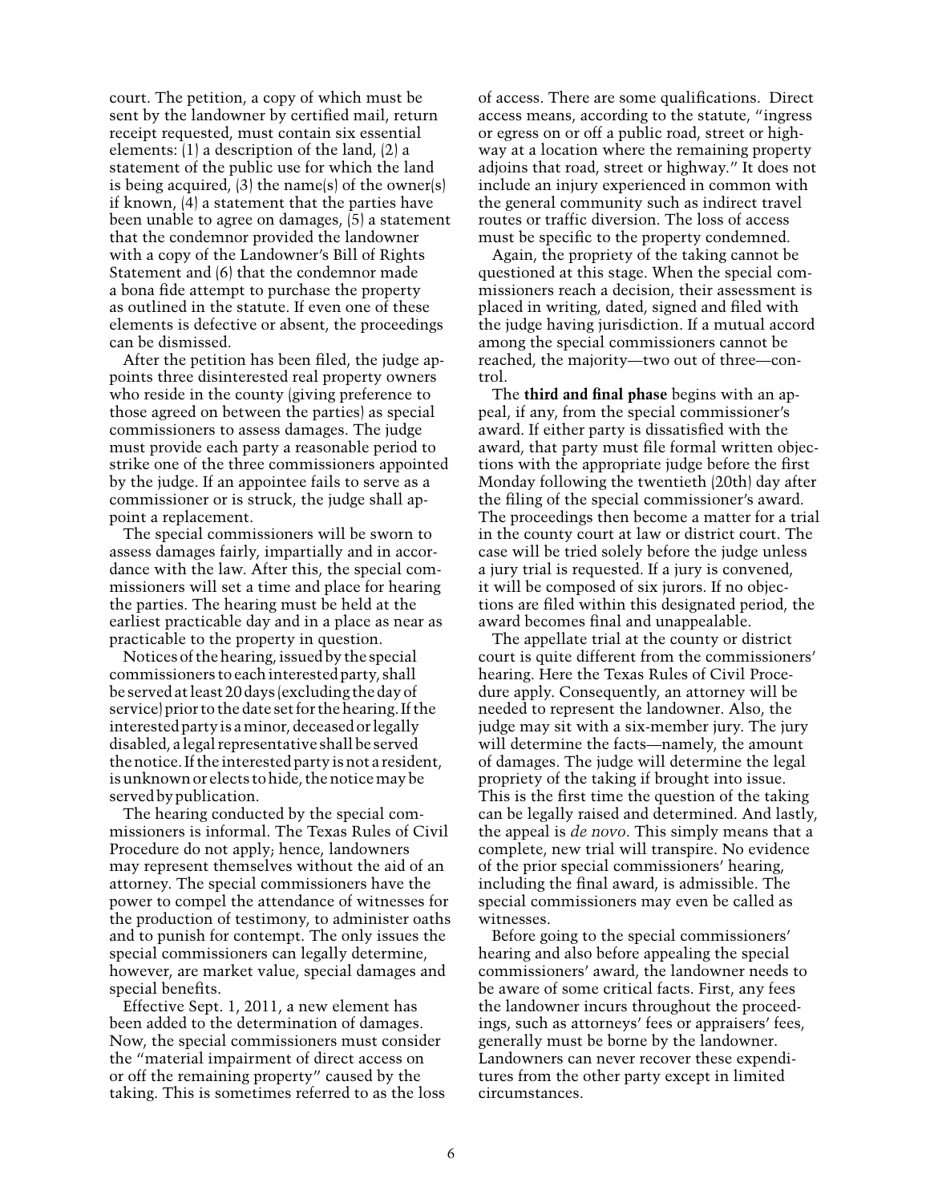court. The petition, a copy of which must be sent by the landowner by certified mail, return receipt requested, must contain six essential elements: (1) a description of the land, (2) a statement of the public use for which the land is being acquired, (3) the name(s) of the owner(s) if known, (4) a statement that the parties have been unable to agree on damages, (5) a statement that the condemnor provided the landowner with a copy of the Landowner's Bill of Rights Statement and (6) that the condemnor made a bona fide attempt to purchase the property as outlined in the statute. If even one of these elements is defective or absent, the proceedings can be dismissed.

After the petition has been filed, the judge appoints three disinterested real property owners who reside in the county (giving preference to those agreed on between the parties) as special commissioners to assess damages. The judge must provide each party a reasonable period to strike one of the three commissioners appointed by the judge. If an appointee fails to serve as a commissioner or is struck, the judge shall appoint a replacement.

The special commissioners will be sworn to assess damages fairly, impartially and in accordance with the law. After this, the special commissioners will set a time and place for hearing the parties. The hearing must be held at the earliest practicable day and in a place as near as practicable to the property in question.

Notices of the hearing, issued by the special commissioners to each interested party, shall be served at least 20 days (excluding the day of service) prior to the date set for the hearing. If the interested party is a minor, deceased or legally disabled, a legal representative shall be served the notice. If the interested party is not a resident, is unknown or elects to hide, the notice may be served by publication.

The hearing conducted by the special commissioners is informal. The Texas Rules of Civil Procedure do not apply; hence, landowners may represent themselves without the aid of an attorney. The special commissioners have the power to compel the attendance of witnesses for the production of testimony, to administer oaths and to punish for contempt. The only issues the special commissioners can legally determine, however, are market value, special damages and special benefits.

Effective Sept. 1, 2011, a new element has been added to the determination of damages. Now, the special commissioners must consider the "material impairment of direct access on or off the remaining property" caused by the taking. This is sometimes referred to as the loss of access. There are some qualifications. Direct access means, according to the statute, "ingress or egress on or off a public road, street or highway at a location where the remaining property adjoins that road, street or highway." It does not include an injury experienced in common with the general community such as indirect travel routes or traffic diversion. The loss of access must be specific to the property condemned.

Again, the propriety of the taking cannot be questioned at this stage. When the special commissioners reach a decision, their assessment is placed in writing, dated, signed and filed with the judge having jurisdiction. If a mutual accord among the special commissioners cannot be reached, the majority—two out of three—control.

The **third and final phase** begins with an appeal, if any, from the special commissioner's award. If either party is dissatisfied with the award, that party must file formal written objections with the appropriate judge before the first Monday following the twentieth (20th) day after the filing of the special commissioner's award. The proceedings then become a matter for a trial in the county court at law or district court. The case will be tried solely before the judge unless a jury trial is requested. If a jury is convened, it will be composed of six jurors. If no objections are filed within this designated period, the award becomes final and unappealable.

The appellate trial at the county or district court is quite different from the commissioners' hearing. Here the Texas Rules of Civil Procedure apply. Consequently, an attorney will be needed to represent the landowner. Also, the judge may sit with a six-member jury. The jury will determine the facts—namely, the amount of damages. The judge will determine the legal propriety of the taking if brought into issue. This is the first time the question of the taking can be legally raised and determined. And lastly, the appeal is *de novo*. This simply means that a complete, new trial will transpire. No evidence of the prior special commissioners' hearing, including the final award, is admissible. The special commissioners may even be called as witnesses.

Before going to the special commissioners' hearing and also before appealing the special commissioners' award, the landowner needs to be aware of some critical facts. First, any fees the landowner incurs throughout the proceedings, such as attorneys' fees or appraisers' fees, generally must be borne by the landowner. Landowners can never recover these expenditures from the other party except in limited circumstances.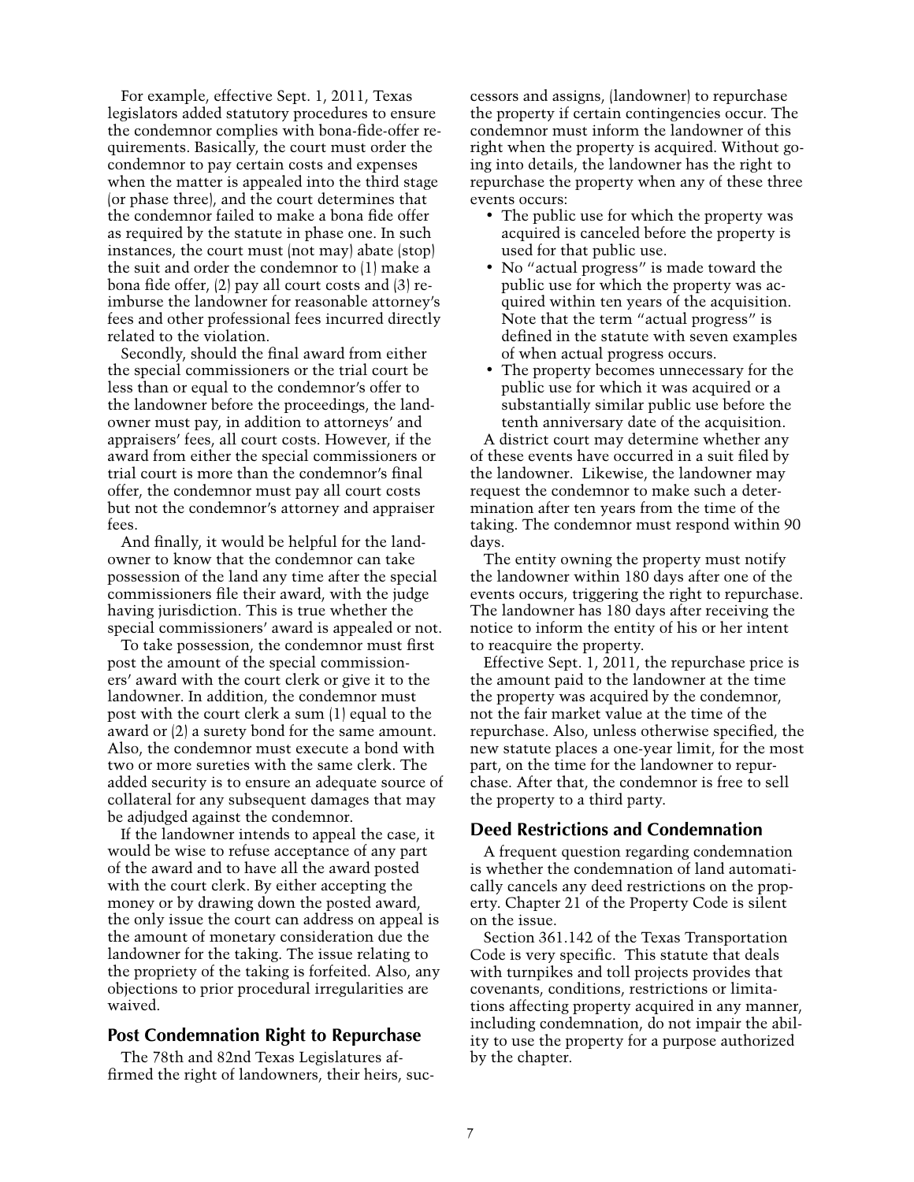For example, effective Sept. 1, 2011, Texas legislators added statutory procedures to ensure the condemnor complies with bona-fide-offer requirements. Basically, the court must order the condemnor to pay certain costs and expenses when the matter is appealed into the third stage (or phase three), and the court determines that the condemnor failed to make a bona fide offer as required by the statute in phase one. In such instances, the court must (not may) abate (stop) the suit and order the condemnor to (1) make a bona fide offer, (2) pay all court costs and (3) reimburse the landowner for reasonable attorney's fees and other professional fees incurred directly related to the violation.

Secondly, should the final award from either the special commissioners or the trial court be less than or equal to the condemnor's offer to the landowner before the proceedings, the landowner must pay, in addition to attorneys' and appraisers' fees, all court costs. However, if the award from either the special commissioners or trial court is more than the condemnor's final offer, the condemnor must pay all court costs but not the condemnor's attorney and appraiser fees.

And finally, it would be helpful for the landowner to know that the condemnor can take possession of the land any time after the special commissioners file their award, with the judge having jurisdiction. This is true whether the special commissioners' award is appealed or not.

To take possession, the condemnor must first post the amount of the special commissioners' award with the court clerk or give it to the landowner. In addition, the condemnor must post with the court clerk a sum (1) equal to the award or (2) a surety bond for the same amount. Also, the condemnor must execute a bond with two or more sureties with the same clerk. The added security is to ensure an adequate source of collateral for any subsequent damages that may be adjudged against the condemnor.

If the landowner intends to appeal the case, it would be wise to refuse acceptance of any part of the award and to have all the award posted with the court clerk. By either accepting the money or by drawing down the posted award, the only issue the court can address on appeal is the amount of monetary consideration due the landowner for the taking. The issue relating to the propriety of the taking is forfeited. Also, any objections to prior procedural irregularities are waived.

## Post Condemnation Right to Repurchase

The 78th and 82nd Texas Legislatures affirmed the right of landowners, their heirs, successors and assigns, (landowner) to repurchase the property if certain contingencies occur. The condemnor must inform the landowner of this right when the property is acquired. Without going into details, the landowner has the right to repurchase the property when any of these three events occurs:

- The public use for which the property was acquired is canceled before the property is used for that public use.
- No "actual progress" is made toward the public use for which the property was acquired within ten years of the acquisition. Note that the term "actual progress" is defined in the statute with seven examples of when actual progress occurs.
- The property becomes unnecessary for the public use for which it was acquired or a substantially similar public use before the tenth anniversary date of the acquisition.

A district court may determine whether any of these events have occurred in a suit filed by the landowner. Likewise, the landowner may request the condemnor to make such a determination after ten years from the time of the taking. The condemnor must respond within 90 days.

The entity owning the property must notify the landowner within 180 days after one of the events occurs, triggering the right to repurchase. The landowner has 180 days after receiving the notice to inform the entity of his or her intent to reacquire the property.

Effective Sept. 1, 2011, the repurchase price is the amount paid to the landowner at the time the property was acquired by the condemnor, not the fair market value at the time of the repurchase. Also, unless otherwise specified, the new statute places a one-year limit, for the most part, on the time for the landowner to repurchase. After that, the condemnor is free to sell the property to a third party.

## Deed Restrictions and Condemnation

A frequent question regarding condemnation is whether the condemnation of land automatically cancels any deed restrictions on the property. Chapter 21 of the Property Code is silent on the issue.

Section 361.142 of the Texas Transportation Code is very specific. This statute that deals with turnpikes and toll projects provides that covenants, conditions, restrictions or limitations affecting property acquired in any manner, including condemnation, do not impair the ability to use the property for a purpose authorized by the chapter.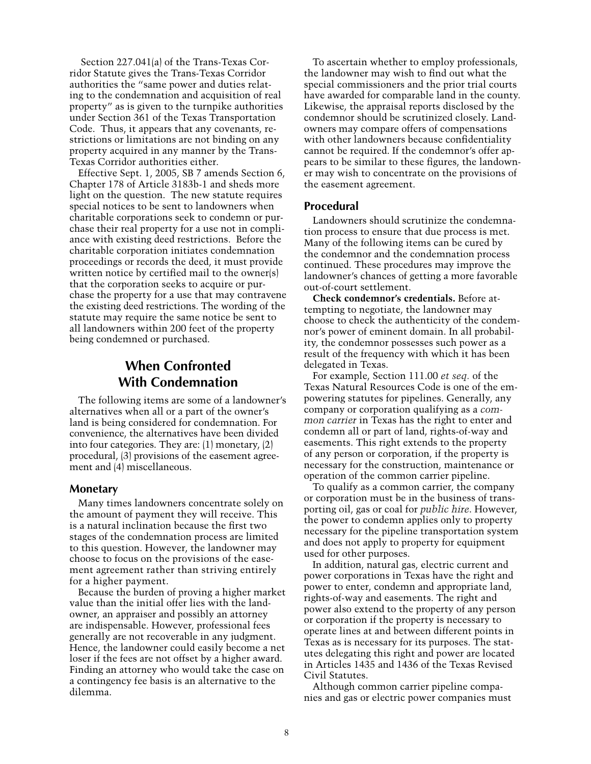Section 227.041(a) of the Trans-Texas Corridor Statute gives the Trans-Texas Corridor authorities the "same power and duties relating to the condemnation and acquisition of real property" as is given to the turnpike authorities under Section 361 of the Texas Transportation Code. Thus, it appears that any covenants, restrictions or limitations are not binding on any property acquired in any manner by the Trans-Texas Corridor authorities either.

Effective Sept. 1, 2005, SB 7 amends Section 6, Chapter 178 of Article 3183b-1 and sheds more light on the question. The new statute requires special notices to be sent to landowners when charitable corporations seek to condemn or purchase their real property for a use not in compliance with existing deed restrictions. Before the charitable corporation initiates condemnation proceedings or records the deed, it must provide written notice by certified mail to the owner(s) that the corporation seeks to acquire or purchase the property for a use that may contravene the existing deed restrictions. The wording of the statute may require the same notice be sent to all landowners within 200 feet of the property being condemned or purchased.

## When Confronted With Condemnation

The following items are some of a landowner's alternatives when all or a part of the owner's land is being considered for condemnation. For convenience, the alternatives have been divided into four categories. They are: (1) monetary, (2) procedural, (3) provisions of the easement agreement and (4) miscellaneous.

### Monetary

Many times landowners concentrate solely on the amount of payment they will receive. This is a natural inclination because the first two stages of the condemnation process are limited to this question. However, the landowner may choose to focus on the provisions of the easement agreement rather than striving entirely for a higher payment.

Because the burden of proving a higher market value than the initial offer lies with the landowner, an appraiser and possibly an attorney are indispensable. However, professional fees generally are not recoverable in any judgment. Hence, the landowner could easily become a net loser if the fees are not offset by a higher award. Finding an attorney who would take the case on a contingency fee basis is an alternative to the dilemma.

To ascertain whether to employ professionals, the landowner may wish to find out what the special commissioners and the prior trial courts have awarded for comparable land in the county. Likewise, the appraisal reports disclosed by the condemnor should be scrutinized closely. Landowners may compare offers of compensations with other landowners because confidentiality cannot be required. If the condemnor's offer appears to be similar to these figures, the landowner may wish to concentrate on the provisions of the easement agreement.

### Procedural

Landowners should scrutinize the condemnation process to ensure that due process is met. Many of the following items can be cured by the condemnor and the condemnation process continued. These procedures may improve the landowner's chances of getting a more favorable out-of-court settlement.

**Check condemnor's credentials.** Before attempting to negotiate, the landowner may choose to check the authenticity of the condemnor's power of eminent domain. In all probability, the condemnor possesses such power as a result of the frequency with which it has been delegated in Texas.

For example, Section 111.00 *et seq.* of the Texas Natural Resources Code is one of the empowering statutes for pipelines. Generally, any company or corporation qualifying as a *common carrier* in Texas has the right to enter and condemn all or part of land, rights-of-way and easements. This right extends to the property of any person or corporation, if the property is necessary for the construction, maintenance or operation of the common carrier pipeline.

To qualify as a common carrier, the company or corporation must be in the business of transporting oil, gas or coal for *public hire*. However, the power to condemn applies only to property necessary for the pipeline transportation system and does not apply to property for equipment used for other purposes.

In addition, natural gas, electric current and power corporations in Texas have the right and power to enter, condemn and appropriate land, rights-of-way and easements. The right and power also extend to the property of any person or corporation if the property is necessary to operate lines at and between different points in Texas as is necessary for its purposes. The statutes delegating this right and power are located in Articles 1435 and 1436 of the Texas Revised Civil Statutes.

Although common carrier pipeline companies and gas or electric power companies must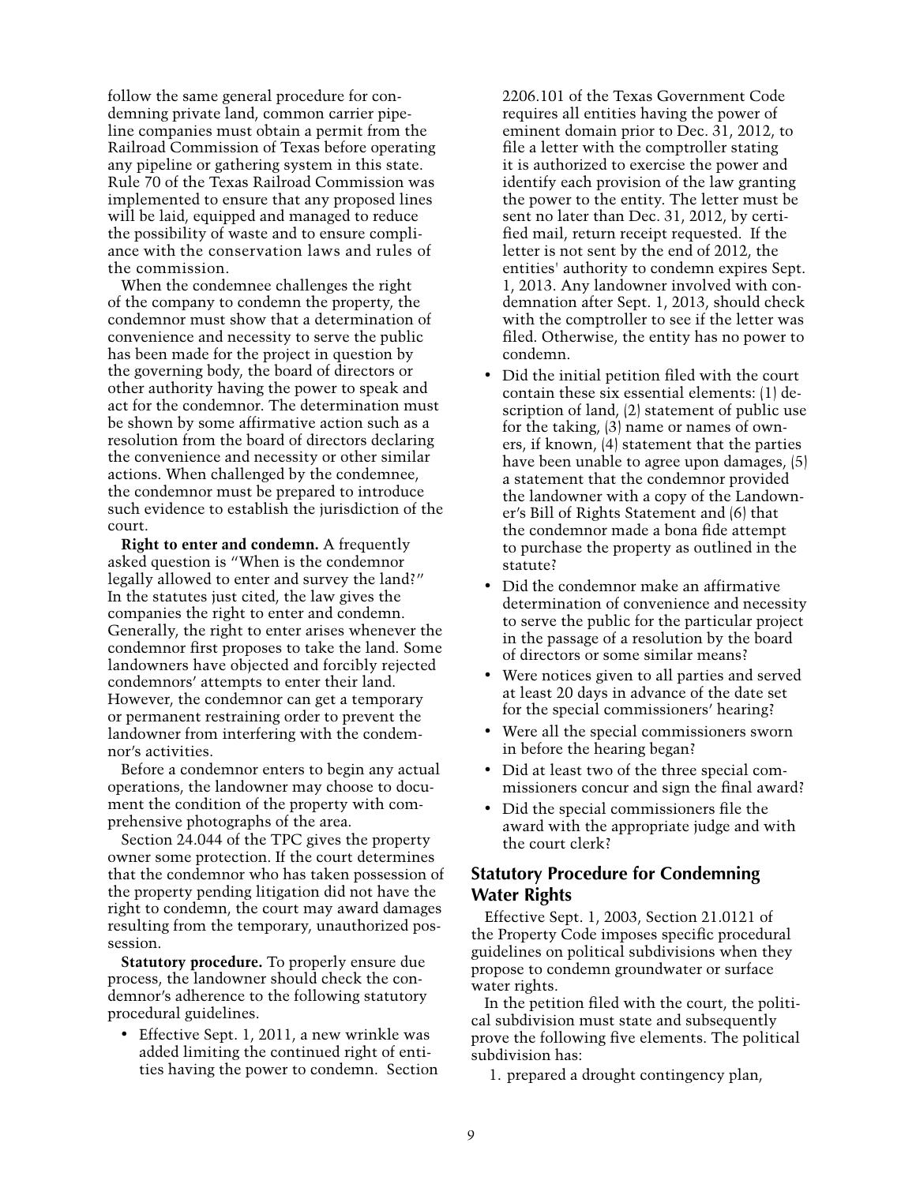follow the same general procedure for condemning private land, common carrier pipeline companies must obtain a permit from the Railroad Commission of Texas before operating any pipeline or gathering system in this state. Rule 70 of the Texas Railroad Commission was implemented to ensure that any proposed lines will be laid, equipped and managed to reduce the possibility of waste and to ensure compliance with the conservation laws and rules of the commission.

When the condemnee challenges the right of the company to condemn the property, the condemnor must show that a determination of convenience and necessity to serve the public has been made for the project in question by the governing body, the board of directors or other authority having the power to speak and act for the condemnor. The determination must be shown by some affirmative action such as a resolution from the board of directors declaring the convenience and necessity or other similar actions. When challenged by the condemnee, the condemnor must be prepared to introduce such evidence to establish the jurisdiction of the court.

**Right to enter and condemn.** A frequently asked question is "When is the condemnor legally allowed to enter and survey the land?" In the statutes just cited, the law gives the companies the right to enter and condemn. Generally, the right to enter arises whenever the condemnor first proposes to take the land. Some landowners have objected and forcibly rejected condemnors' attempts to enter their land. However, the condemnor can get a temporary or permanent restraining order to prevent the landowner from interfering with the condemnor's activities.

Before a condemnor enters to begin any actual operations, the landowner may choose to document the condition of the property with comprehensive photographs of the area.

Section 24.044 of the TPC gives the property owner some protection. If the court determines that the condemnor who has taken possession of the property pending litigation did not have the right to condemn, the court may award damages resulting from the temporary, unauthorized possession.

**Statutory procedure.** To properly ensure due process, the landowner should check the condemnor's adherence to the following statutory procedural guidelines.

- Effective Sept. 1, 2011, a new wrinkle was added limiting the continued right of entities having the power to condemn. Section 2206.101 of the Texas Government Code requires all entities having the power of eminent domain prior to Dec. 31, 2012, to file a letter with the comptroller stating it is authorized to exercise the power and identify each provision of the law granting the power to the entity. The letter must be sent no later than Dec. 31, 2012, by certified mail, return receipt requested. If the letter is not sent by the end of 2012, the entities' authority to condemn expires Sept. 1, 2013. Any landowner involved with condemnation after Sept. 1, 2013, should check with the comptroller to see if the letter was filed. Otherwise, the entity has no power to condemn.
- Did the initial petition filed with the court contain these six essential elements: (1) description of land, (2) statement of public use for the taking, (3) name or names of owners, if known, (4) statement that the parties have been unable to agree upon damages, (5) a statement that the condemnor provided the landowner with a copy of the Landowner's Bill of Rights Statement and (6) that the condemnor made a bona fide attempt to purchase the property as outlined in the statute?
- Did the condemnor make an affirmative determination of convenience and necessity to serve the public for the particular project in the passage of a resolution by the board of directors or some similar means?
- Were notices given to all parties and served at least 20 days in advance of the date set for the special commissioners' hearing?
- Were all the special commissioners sworn in before the hearing began?
- Did at least two of the three special commissioners concur and sign the final award?
- Did the special commissioners file the award with the appropriate judge and with the court clerk?

## Statutory Procedure for Condemning Water Rights

Effective Sept. 1, 2003, Section 21.0121 of the Property Code imposes specific procedural guidelines on political subdivisions when they propose to condemn groundwater or surface water rights.

In the petition filed with the court, the political subdivision must state and subsequently prove the following five elements. The political subdivision has:

1. prepared a drought contingency plan,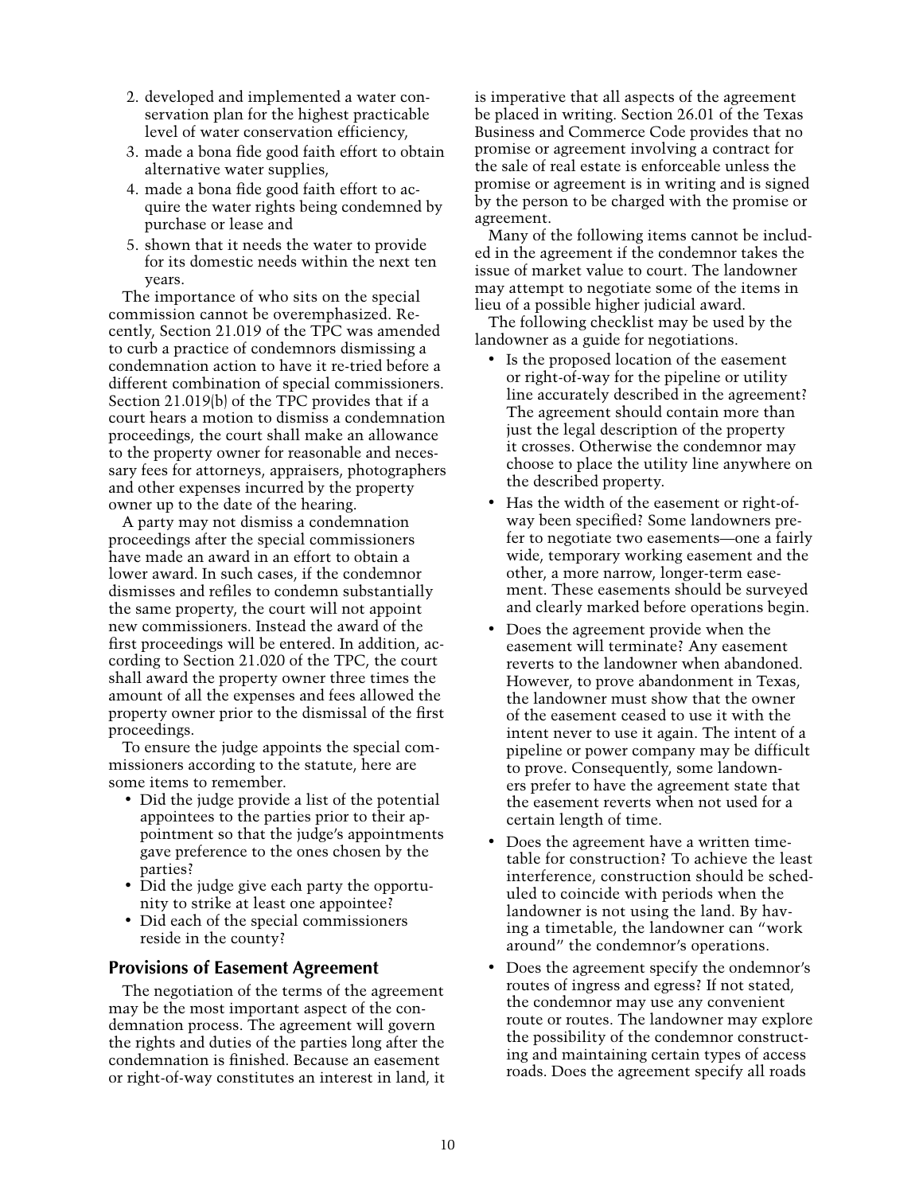2. developed and implemented a water conservation plan for the highest practicable level of water conservation efficiency,
3. made a bona fide good faith effort to obtain alternative water supplies,
4. made a bona fide good faith effort to acquire the water rights being condemned by purchase or lease and
5. shown that it needs the water to provide for its domestic needs within the next ten years.

The importance of who sits on the special commission cannot be overemphasized. Recently, Section 21.019 of the TPC was amended to curb a practice of condemnors dismissing a condemnation action to have it re-tried before a different combination of special commissioners. Section 21.019(b) of the TPC provides that if a court hears a motion to dismiss a condemnation proceedings, the court shall make an allowance to the property owner for reasonable and necessary fees for attorneys, appraisers, photographers and other expenses incurred by the property owner up to the date of the hearing.

A party may not dismiss a condemnation proceedings after the special commissioners have made an award in an effort to obtain a lower award. In such cases, if the condemnor dismisses and refiles to condemn substantially the same property, the court will not appoint new commissioners. Instead the award of the first proceedings will be entered. In addition, according to Section 21.020 of the TPC, the court shall award the property owner three times the amount of all the expenses and fees allowed the property owner prior to the dismissal of the first proceedings.

To ensure the judge appoints the special commissioners according to the statute, here are some items to remember.

- Did the judge provide a list of the potential appointees to the parties prior to their appointment so that the judge's appointments gave preference to the ones chosen by the parties?
- Did the judge give each party the opportunity to strike at least one appointee?
- Did each of the special commissioners reside in the county?

## Provisions of Easement Agreement

The negotiation of the terms of the agreement may be the most important aspect of the condemnation process. The agreement will govern the rights and duties of the parties long after the condemnation is finished. Because an easement or right-of-way constitutes an interest in land, it is imperative that all aspects of the agreement be placed in writing. Section 26.01 of the Texas Business and Commerce Code provides that no promise or agreement involving a contract for the sale of real estate is enforceable unless the promise or agreement is in writing and is signed by the person to be charged with the promise or agreement.

Many of the following items cannot be included in the agreement if the condemnor takes the issue of market value to court. The landowner may attempt to negotiate some of the items in lieu of a possible higher judicial award.

The following checklist may be used by the landowner as a guide for negotiations.

- Is the proposed location of the easement or right-of-way for the pipeline or utility line accurately described in the agreement? The agreement should contain more than just the legal description of the property it crosses. Otherwise the condemnor may choose to place the utility line anywhere on the described property.
- Has the width of the easement or right-of-way been specified? Some landowners prefer to negotiate two easements—one a fairly wide, temporary working easement and the other, a more narrow, longer-term easement. These easements should be surveyed and clearly marked before operations begin.
- Does the agreement provide when the easement will terminate? Any easement reverts to the landowner when abandoned. However, to prove abandonment in Texas, the landowner must show that the owner of the easement ceased to use it with the intent never to use it again. The intent of a pipeline or power company may be difficult to prove. Consequently, some landowners prefer to have the agreement state that the easement reverts when not used for a certain length of time.
- Does the agreement have a written timetable for construction? To achieve the least interference, construction should be scheduled to coincide with periods when the landowner is not using the land. By having a timetable, the landowner can "work around" the condemnor's operations.
- Does the agreement specify the ondemnor's routes of ingress and egress? If not stated, the condemnor may use any convenient route or routes. The landowner may explore the possibility of the condemnor constructing and maintaining certain types of access roads. Does the agreement specify all roads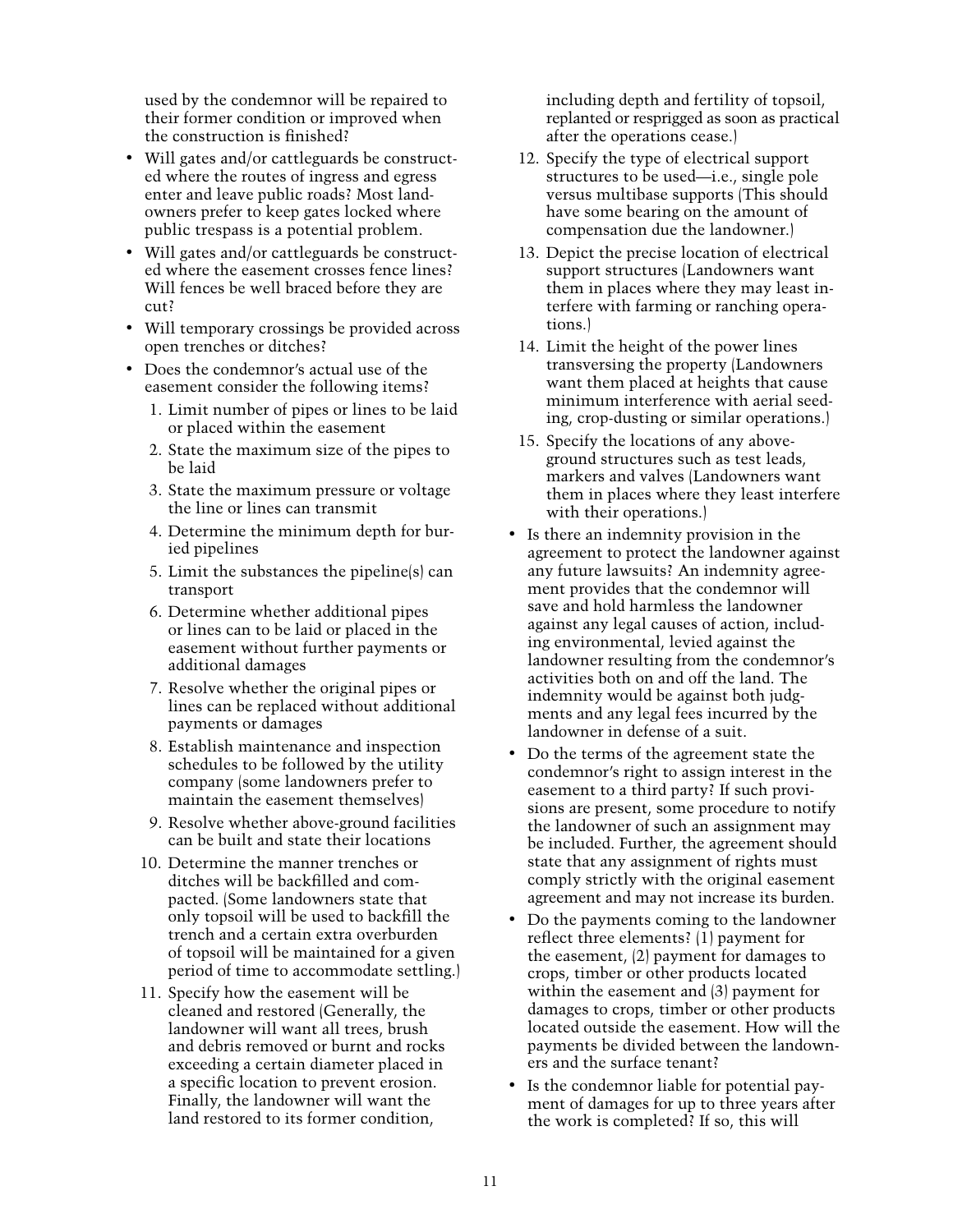used by the condemnor will be repaired to their former condition or improved when the construction is finished?

- Will gates and/or cattleguards be constructed where the routes of ingress and egress enter and leave public roads? Most landowners prefer to keep gates locked where public trespass is a potential problem.
- Will gates and/or cattleguards be constructed where the easement crosses fence lines? Will fences be well braced before they are cut?
- Will temporary crossings be provided across open trenches or ditches?
- Does the condemnor's actual use of the easement consider the following items?
  1. Limit number of pipes or lines to be laid or placed within the easement
  2. State the maximum size of the pipes to be laid
  3. State the maximum pressure or voltage the line or lines can transmit
  4. Determine the minimum depth for buried pipelines
  5. Limit the substances the pipeline(s) can transport
  6. Determine whether additional pipes or lines can to be laid or placed in the easement without further payments or additional damages
  7. Resolve whether the original pipes or lines can be replaced without additional payments or damages
  8. Establish maintenance and inspection schedules to be followed by the utility company (some landowners prefer to maintain the easement themselves)
  9. Resolve whether above-ground facilities can be built and state their locations
  10. Determine the manner trenches or ditches will be backfilled and compacted. (Some landowners state that only topsoil will be used to backfill the trench and a certain extra overburden of topsoil will be maintained for a given period of time to accommodate settling.)
  11. Specify how the easement will be cleaned and restored (Generally, the landowner will want all trees, brush and debris removed or burnt and rocks exceeding a certain diameter placed in a specific location to prevent erosion. Finally, the landowner will want the land restored to its former condition, including depth and fertility of topsoil, replanted or resprigged as soon as practical after the operations cease.)
  12. Specify the type of electrical support structures to be used—i.e., single pole versus multibase supports (This should have some bearing on the amount of compensation due the landowner.)
  13. Depict the precise location of electrical support structures (Landowners want them in places where they may least interfere with farming or ranching operations.)
  14. Limit the height of the power lines transversing the property (Landowners want them placed at heights that cause minimum interference with aerial seeding, crop-dusting or similar operations.)
  15. Specify the locations of any above-ground structures such as test leads, markers and valves (Landowners want them in places where they least interfere with their operations.)
- Is there an indemnity provision in the agreement to protect the landowner against any future lawsuits? An indemnity agreement provides that the condemnor will save and hold harmless the landowner against any legal causes of action, including environmental, levied against the landowner resulting from the condemnor's activities both on and off the land. The indemnity would be against both judgments and any legal fees incurred by the landowner in defense of a suit.
- Do the terms of the agreement state the condemnor's right to assign interest in the easement to a third party? If such provisions are present, some procedure to notify the landowner of such an assignment may be included. Further, the agreement should state that any assignment of rights must comply strictly with the original easement agreement and may not increase its burden.
- Do the payments coming to the landowner reflect three elements? (1) payment for the easement, (2) payment for damages to crops, timber or other products located within the easement and (3) payment for damages to crops, timber or other products located outside the easement. How will the payments be divided between the landowners and the surface tenant?
- Is the condemnor liable for potential payment of damages for up to three years after the work is completed? If so, this will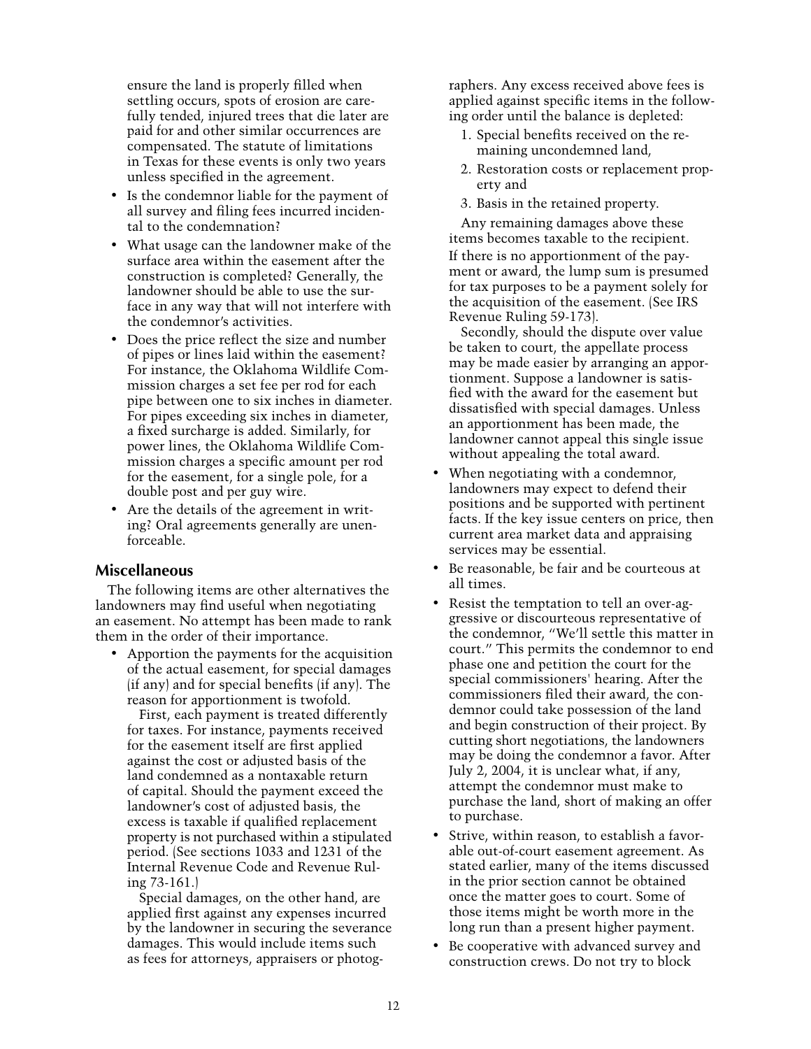ensure the land is properly filled when settling occurs, spots of erosion are carefully tended, injured trees that die later are paid for and other similar occurrences are compensated. The statute of limitations in Texas for these events is only two years unless specified in the agreement.

- Is the condemnor liable for the payment of all survey and filing fees incurred incidental to the condemnation?
- What usage can the landowner make of the surface area within the easement after the construction is completed? Generally, the landowner should be able to use the surface in any way that will not interfere with the condemnor's activities.
- Does the price reflect the size and number of pipes or lines laid within the easement? For instance, the Oklahoma Wildlife Commission charges a set fee per rod for each pipe between one to six inches in diameter. For pipes exceeding six inches in diameter, a fixed surcharge is added. Similarly, for power lines, the Oklahoma Wildlife Commission charges a specific amount per rod for the easement, for a single pole, for a double post and per guy wire.
- Are the details of the agreement in writing? Oral agreements generally are unenforceable.

## Miscellaneous

The following items are other alternatives the landowners may find useful when negotiating an easement. No attempt has been made to rank them in the order of their importance.

- Apportion the payments for the acquisition of the actual easement, for special damages (if any) and for special benefits (if any). The reason for apportionment is twofold.

  First, each payment is treated differently for taxes. For instance, payments received for the easement itself are first applied against the cost or adjusted basis of the land condemned as a nontaxable return of capital. Should the payment exceed the landowner's cost of adjusted basis, the excess is taxable if qualified replacement property is not purchased within a stipulated period. (See sections 1033 and 1231 of the Internal Revenue Code and Revenue Ruling 73-161.)

  Special damages, on the other hand, are applied first against any expenses incurred by the landowner in securing the severance damages. This would include items such as fees for attorneys, appraisers or photographers. Any excess received above fees is applied against specific items in the following order until the balance is depleted:

  1. Special benefits received on the remaining uncondemned land,
  2. Restoration costs or replacement property and
  3. Basis in the retained property.

  Any remaining damages above these items becomes taxable to the recipient. If there is no apportionment of the payment or award, the lump sum is presumed for tax purposes to be a payment solely for the acquisition of the easement. (See IRS Revenue Ruling 59-173).

  Secondly, should the dispute over value be taken to court, the appellate process may be made easier by arranging an apportionment. Suppose a landowner is satisfied with the award for the easement but dissatisfied with special damages. Unless an apportionment has been made, the landowner cannot appeal this single issue without appealing the total award.

- When negotiating with a condemnor, landowners may expect to defend their positions and be supported with pertinent facts. If the key issue centers on price, then current area market data and appraising services may be essential.
- Be reasonable, be fair and be courteous at all times.
- Resist the temptation to tell an over-aggressive or discourteous representative of the condemnor, "We'll settle this matter in court." This permits the condemnor to end phase one and petition the court for the special commissioners' hearing. After the commissioners filed their award, the condemnor could take possession of the land and begin construction of their project. By cutting short negotiations, the landowners may be doing the condemnor a favor. After July 2, 2004, it is unclear what, if any, attempt the condemnor must make to purchase the land, short of making an offer to purchase.
- Strive, within reason, to establish a favorable out-of-court easement agreement. As stated earlier, many of the items discussed in the prior section cannot be obtained once the matter goes to court. Some of those items might be worth more in the long run than a present higher payment.
- Be cooperative with advanced survey and construction crews. Do not try to block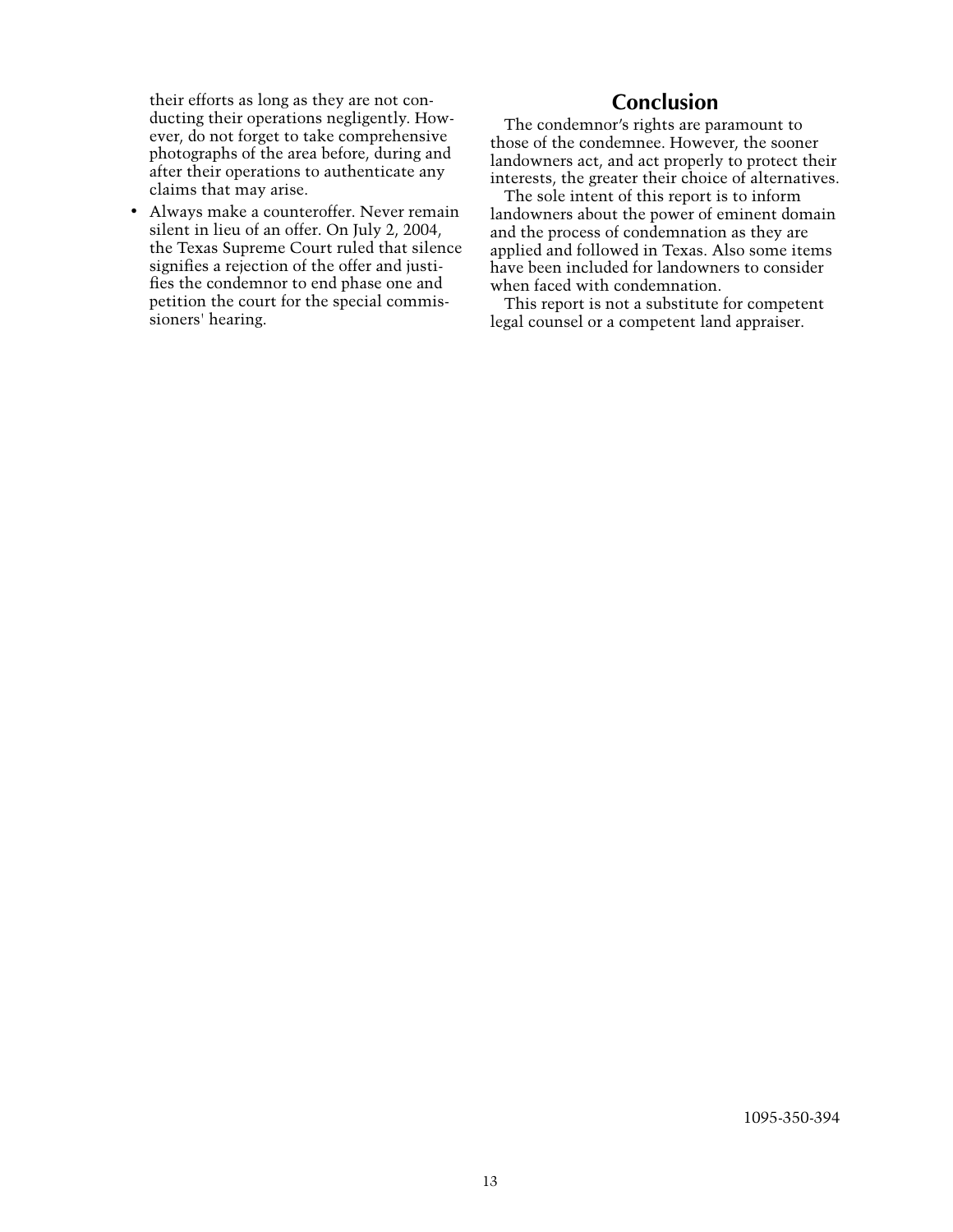their efforts as long as they are not conducting their operations negligently. However, do not forget to take comprehensive photographs of the area before, during and after their operations to authenticate any claims that may arise.

- Always make a counteroffer. Never remain silent in lieu of an offer. On July 2, 2004, the Texas Supreme Court ruled that silence signifies a rejection of the offer and justifies the condemnor to end phase one and petition the court for the special commissioners' hearing.

## Conclusion

The condemnor's rights are paramount to those of the condemnee. However, the sooner landowners act, and act properly to protect their interests, the greater their choice of alternatives.

The sole intent of this report is to inform landowners about the power of eminent domain and the process of condemnation as they are applied and followed in Texas. Also some items have been included for landowners to consider when faced with condemnation.

This report is not a substitute for competent legal counsel or a competent land appraiser.

1095-350-394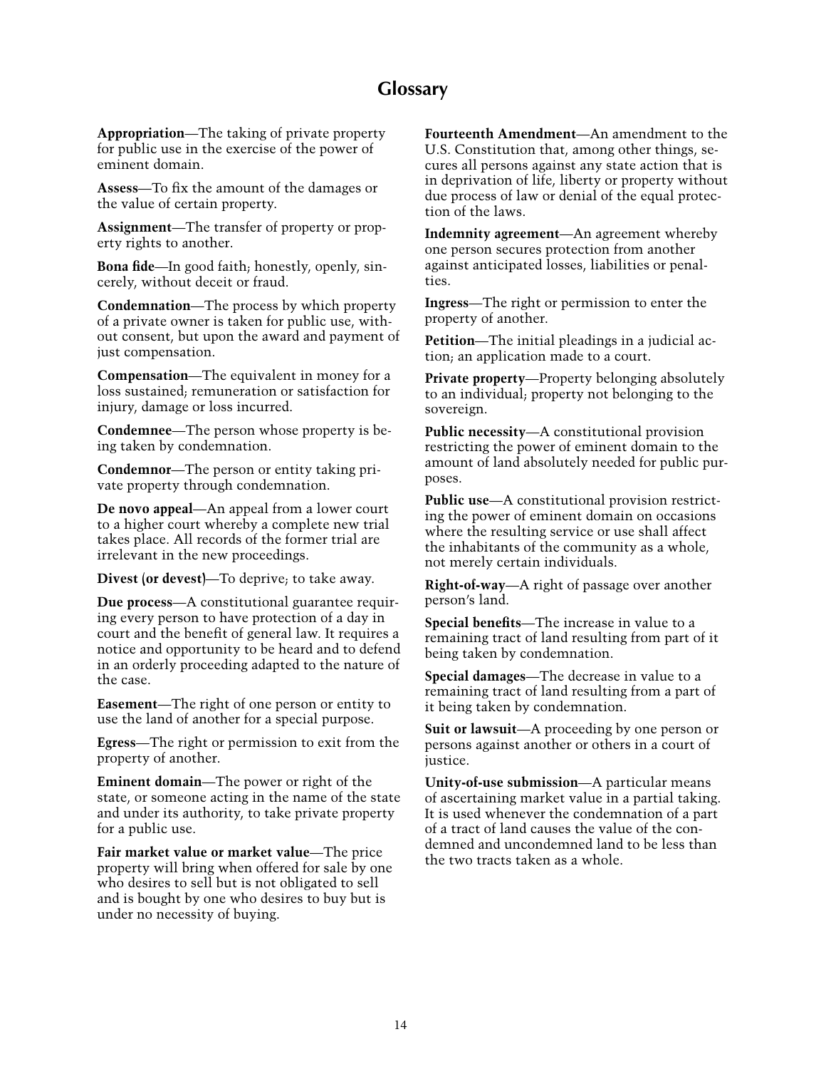# Glossary

**Appropriation**—The taking of private property for public use in the exercise of the power of eminent domain.

**Assess**—To fix the amount of the damages or the value of certain property.

**Assignment**—The transfer of property or property rights to another.

**Bona fide**—In good faith; honestly, openly, sincerely, without deceit or fraud.

**Condemnation**—The process by which property of a private owner is taken for public use, without consent, but upon the award and payment of just compensation.

**Compensation**—The equivalent in money for a loss sustained; remuneration or satisfaction for injury, damage or loss incurred.

**Condemnee**—The person whose property is being taken by condemnation.

**Condemnor**—The person or entity taking private property through condemnation.

**De novo appeal**—An appeal from a lower court to a higher court whereby a complete new trial takes place. All records of the former trial are irrelevant in the new proceedings.

**Divest (or devest)**—To deprive; to take away.

**Due process**—A constitutional guarantee requiring every person to have protection of a day in court and the benefit of general law. It requires a notice and opportunity to be heard and to defend in an orderly proceeding adapted to the nature of the case.

**Easement**—The right of one person or entity to use the land of another for a special purpose.

**Egress**—The right or permission to exit from the property of another.

**Eminent domain**—The power or right of the state, or someone acting in the name of the state and under its authority, to take private property for a public use.

**Fair market value or market value**—The price property will bring when offered for sale by one who desires to sell but is not obligated to sell and is bought by one who desires to buy but is under no necessity of buying.

**Fourteenth Amendment**—An amendment to the U.S. Constitution that, among other things, secures all persons against any state action that is in deprivation of life, liberty or property without due process of law or denial of the equal protection of the laws.

**Indemnity agreement**—An agreement whereby one person secures protection from another against anticipated losses, liabilities or penalties.

**Ingress**—The right or permission to enter the property of another.

**Petition**—The initial pleadings in a judicial action; an application made to a court.

**Private property**—Property belonging absolutely to an individual; property not belonging to the sovereign.

**Public necessity**—A constitutional provision restricting the power of eminent domain to the amount of land absolutely needed for public purposes.

**Public use**—A constitutional provision restricting the power of eminent domain on occasions where the resulting service or use shall affect the inhabitants of the community as a whole, not merely certain individuals.

**Right-of-way**—A right of passage over another person's land.

**Special benefits**—The increase in value to a remaining tract of land resulting from part of it being taken by condemnation.

**Special damages**—The decrease in value to a remaining tract of land resulting from a part of it being taken by condemnation.

**Suit or lawsuit**—A proceeding by one person or persons against another or others in a court of justice.

**Unity-of-use submission**—A particular means of ascertaining market value in a partial taking. It is used whenever the condemnation of a part of a tract of land causes the value of the condemned and uncondemned land to be less than the two tracts taken as a whole.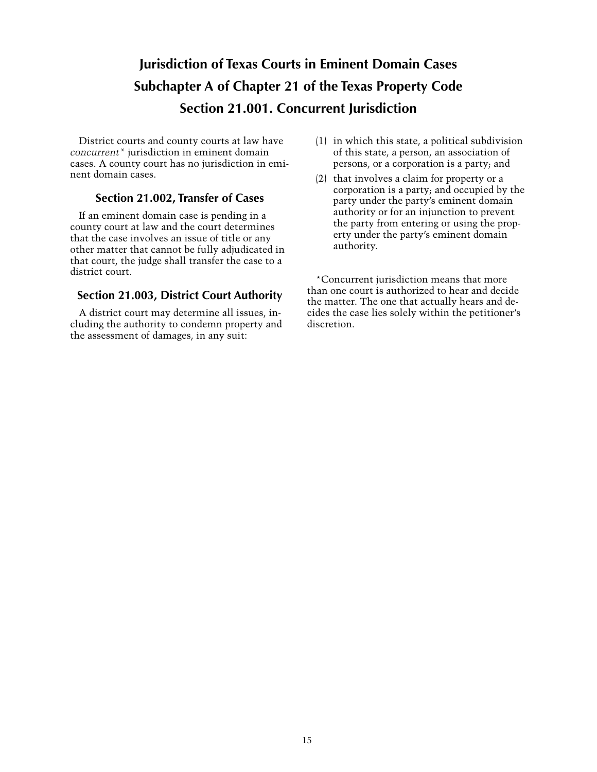# Jurisdiction of Texas Courts in Eminent Domain Cases

## Subchapter A of Chapter 21 of the Texas Property Code

## Section 21.001. Concurrent Jurisdiction

District courts and county courts at law have *concurrent\** jurisdiction in eminent domain cases. A county court has no jurisdiction in eminent domain cases.

### Section 21.002, Transfer of Cases

If an eminent domain case is pending in a county court at law and the court determines that the case involves an issue of title or any other matter that cannot be fully adjudicated in that court, the judge shall transfer the case to a district court.

### Section 21.003, District Court Authority

A district court may determine all issues, including the authority to condemn property and the assessment of damages, in any suit:

(1) in which this state, a political subdivision of this state, a person, an association of persons, or a corporation is a party; and

(2) that involves a claim for property or a corporation is a party; and occupied by the party under the party's eminent domain authority or for an injunction to prevent the party from entering or using the property under the party's eminent domain authority.

\*Concurrent jurisdiction means that more than one court is authorized to hear and decide the matter. The one that actually hears and decides the case lies solely within the petitioner's discretion.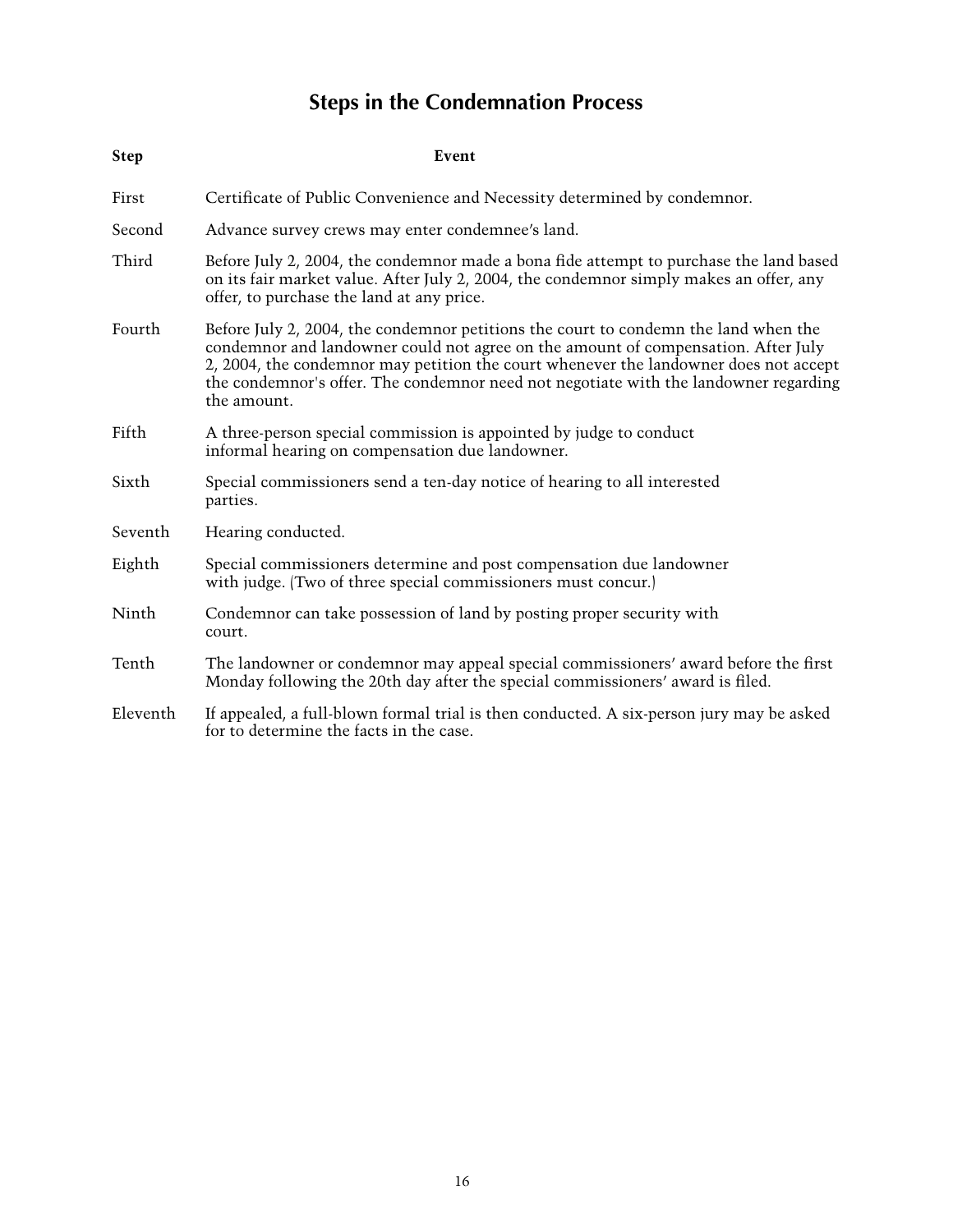# Steps in the Condemnation Process

| Step | Event |
| --- | --- |
| First | Certificate of Public Convenience and Necessity determined by condemnor. |
| Second | Advance survey crews may enter condemnee's land. |
| Third | Before July 2, 2004, the condemnor made a bona fide attempt to purchase the land based on its fair market value. After July 2, 2004, the condemnor simply makes an offer, any offer, to purchase the land at any price. |
| Fourth | Before July 2, 2004, the condemnor petitions the court to condemn the land when the condemnor and landowner could not agree on the amount of compensation. After July 2, 2004, the condemnor may petition the court whenever the landowner does not accept the condemnor's offer. The condemnor need not negotiate with the landowner regarding the amount. |
| Fifth | A three-person special commission is appointed by judge to conduct informal hearing on compensation due landowner. |
| Sixth | Special commissioners send a ten-day notice of hearing to all interested parties. |
| Seventh | Hearing conducted. |
| Eighth | Special commissioners determine and post compensation due landowner with judge. (Two of three special commissioners must concur.) |
| Ninth | Condemnor can take possession of land by posting proper security with court. |
| Tenth | The landowner or condemnor may appeal special commissioners' award before the first Monday following the 20th day after the special commissioners' award is filed. |
| Eleventh | If appealed, a full-blown formal trial is then conducted. A six-person jury may be asked for to determine the facts in the case. |